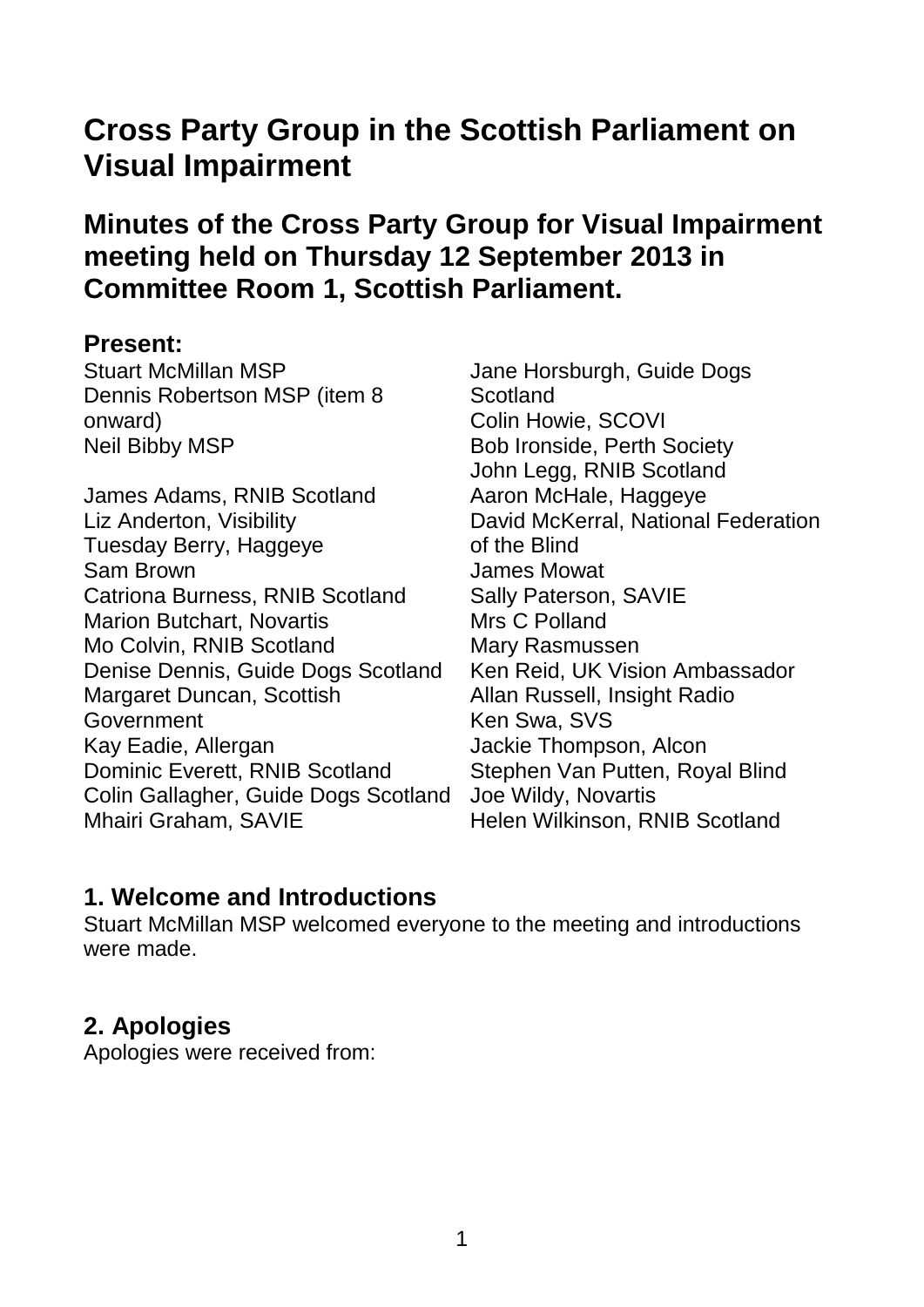# Cross Party Group in the Scottish Parliament on Visual Impairment

## Minutes of the Cross Party Group for Visual Impairment meeting held on Thursday 12 September 2013 in Committee Room 1, Scottish Parliament.

### Present:

Stuart McMillan MSP
Dennis Robertson MSP (item 8 onward)
Neil Bibby MSP

James Adams, RNIB Scotland
Liz Anderton, Visibility
Tuesday Berry, Haggeye
Sam Brown
Catriona Burness, RNIB Scotland
Marion Butchart, Novartis
Mo Colvin, RNIB Scotland
Denise Dennis, Guide Dogs Scotland
Margaret Duncan, Scottish Government
Kay Eadie, Allergan
Dominic Everett, RNIB Scotland
Colin Gallagher, Guide Dogs Scotland
Mhairi Graham, SAVIE
Jane Horsburgh, Guide Dogs Scotland
Colin Howie, SCOVI
Bob Ironside, Perth Society
John Legg, RNIB Scotland
Aaron McHale, Haggeye
David McKerral, National Federation of the Blind
James Mowat
Sally Paterson, SAVIE
Mrs C Polland
Mary Rasmussen
Ken Reid, UK Vision Ambassador
Allan Russell, Insight Radio
Ken Swa, SVS
Jackie Thompson, Alcon
Stephen Van Putten, Royal Blind
Joe Wildy, Novartis
Helen Wilkinson, RNIB Scotland

### 1. Welcome and Introductions

Stuart McMillan MSP welcomed everyone to the meeting and introductions were made.

### 2. Apologies

Apologies were received from: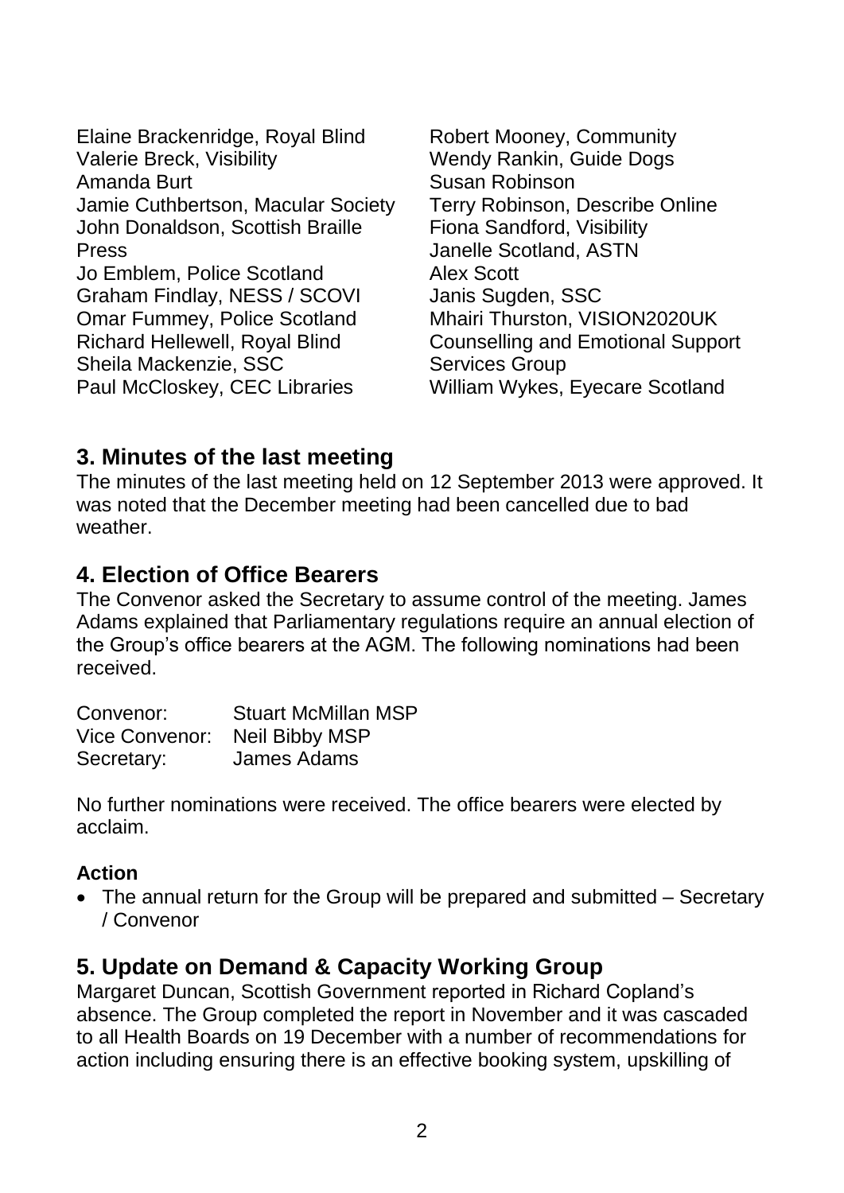Elaine Brackenridge, Royal Blind
Valerie Breck, Visibility
Amanda Burt
Jamie Cuthbertson, Macular Society
John Donaldson, Scottish Braille Press
Jo Emblem, Police Scotland
Graham Findlay, NESS / SCOVI
Omar Fummey, Police Scotland
Richard Hellewell, Royal Blind
Sheila Mackenzie, SSC
Paul McCloskey, CEC Libraries
Robert Mooney, Community
Wendy Rankin, Guide Dogs
Susan Robinson
Terry Robinson, Describe Online
Fiona Sandford, Visibility
Janelle Scotland, ASTN
Alex Scott
Janis Sugden, SSC
Mhairi Thurston, VISION2020UK Counselling and Emotional Support Services Group
William Wykes, Eyecare Scotland

## 3. Minutes of the last meeting

The minutes of the last meeting held on 12 September 2013 were approved. It was noted that the December meeting had been cancelled due to bad weather.

## 4. Election of Office Bearers

The Convenor asked the Secretary to assume control of the meeting. James Adams explained that Parliamentary regulations require an annual election of the Group's office bearers at the AGM. The following nominations had been received.

| | |
|---|---|
| Convenor: | Stuart McMillan MSP |
| Vice Convenor: | Neil Bibby MSP |
| Secretary: | James Adams |

No further nominations were received. The office bearers were elected by acclaim.

**Action**

- The annual return for the Group will be prepared and submitted – Secretary / Convenor

## 5. Update on Demand & Capacity Working Group

Margaret Duncan, Scottish Government reported in Richard Copland's absence. The Group completed the report in November and it was cascaded to all Health Boards on 19 December with a number of recommendations for action including ensuring there is an effective booking system, upskilling of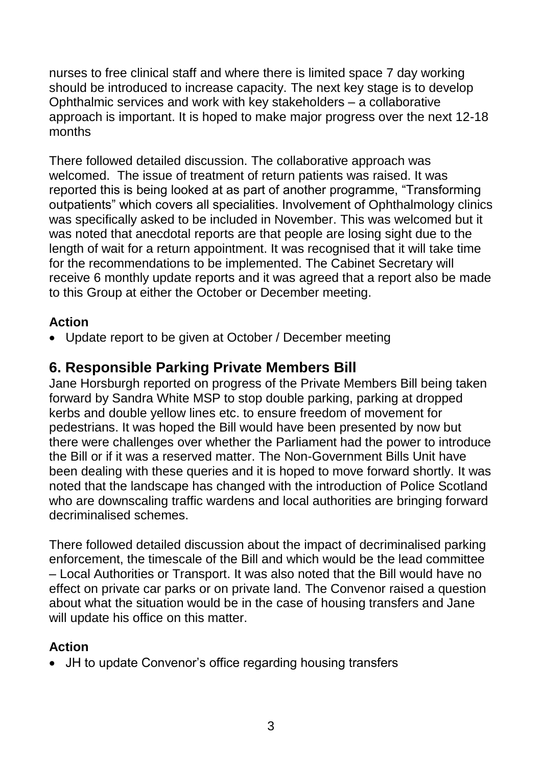nurses to free clinical staff and where there is limited space 7 day working should be introduced to increase capacity. The next key stage is to develop Ophthalmic services and work with key stakeholders – a collaborative approach is important. It is hoped to make major progress over the next 12-18 months

There followed detailed discussion. The collaborative approach was welcomed. The issue of treatment of return patients was raised. It was reported this is being looked at as part of another programme, "Transforming outpatients" which covers all specialities. Involvement of Ophthalmology clinics was specifically asked to be included in November. This was welcomed but it was noted that anecdotal reports are that people are losing sight due to the length of wait for a return appointment. It was recognised that it will take time for the recommendations to be implemented. The Cabinet Secretary will receive 6 monthly update reports and it was agreed that a report also be made to this Group at either the October or December meeting.

**Action**

- Update report to be given at October / December meeting

## 6. Responsible Parking Private Members Bill

Jane Horsburgh reported on progress of the Private Members Bill being taken forward by Sandra White MSP to stop double parking, parking at dropped kerbs and double yellow lines etc. to ensure freedom of movement for pedestrians. It was hoped the Bill would have been presented by now but there were challenges over whether the Parliament had the power to introduce the Bill or if it was a reserved matter. The Non-Government Bills Unit have been dealing with these queries and it is hoped to move forward shortly. It was noted that the landscape has changed with the introduction of Police Scotland who are downscaling traffic wardens and local authorities are bringing forward decriminalised schemes.

There followed detailed discussion about the impact of decriminalised parking enforcement, the timescale of the Bill and which would be the lead committee – Local Authorities or Transport. It was also noted that the Bill would have no effect on private car parks or on private land. The Convenor raised a question about what the situation would be in the case of housing transfers and Jane will update his office on this matter.

**Action**

- JH to update Convenor's office regarding housing transfers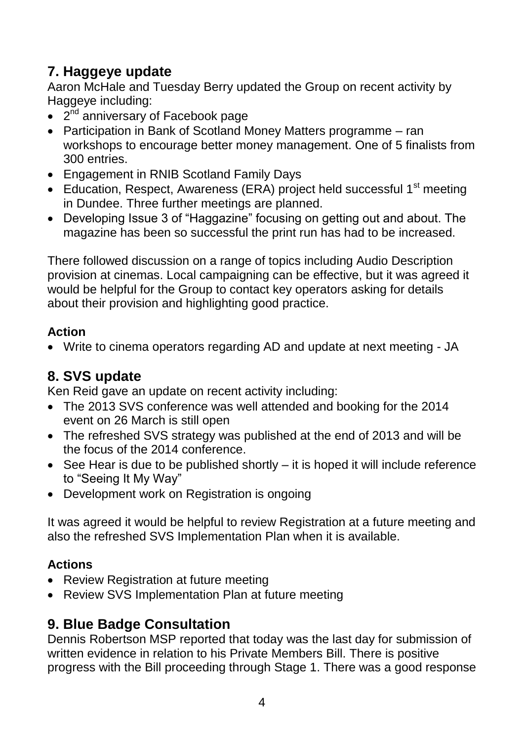## 7. Haggeye update

Aaron McHale and Tuesday Berry updated the Group on recent activity by Haggeye including:

- 2nd anniversary of Facebook page
- Participation in Bank of Scotland Money Matters programme – ran workshops to encourage better money management. One of 5 finalists from 300 entries.
- Engagement in RNIB Scotland Family Days
- Education, Respect, Awareness (ERA) project held successful 1st meeting in Dundee. Three further meetings are planned.
- Developing Issue 3 of "Haggazine" focusing on getting out and about. The magazine has been so successful the print run has had to be increased.

There followed discussion on a range of topics including Audio Description provision at cinemas. Local campaigning can be effective, but it was agreed it would be helpful for the Group to contact key operators asking for details about their provision and highlighting good practice.

### Action

- Write to cinema operators regarding AD and update at next meeting - JA

## 8. SVS update

Ken Reid gave an update on recent activity including:

- The 2013 SVS conference was well attended and booking for the 2014 event on 26 March is still open
- The refreshed SVS strategy was published at the end of 2013 and will be the focus of the 2014 conference.
- See Hear is due to be published shortly – it is hoped it will include reference to "Seeing It My Way"
- Development work on Registration is ongoing

It was agreed it would be helpful to review Registration at a future meeting and also the refreshed SVS Implementation Plan when it is available.

### Actions

- Review Registration at future meeting
- Review SVS Implementation Plan at future meeting

## 9. Blue Badge Consultation

Dennis Robertson MSP reported that today was the last day for submission of written evidence in relation to his Private Members Bill. There is positive progress with the Bill proceeding through Stage 1. There was a good response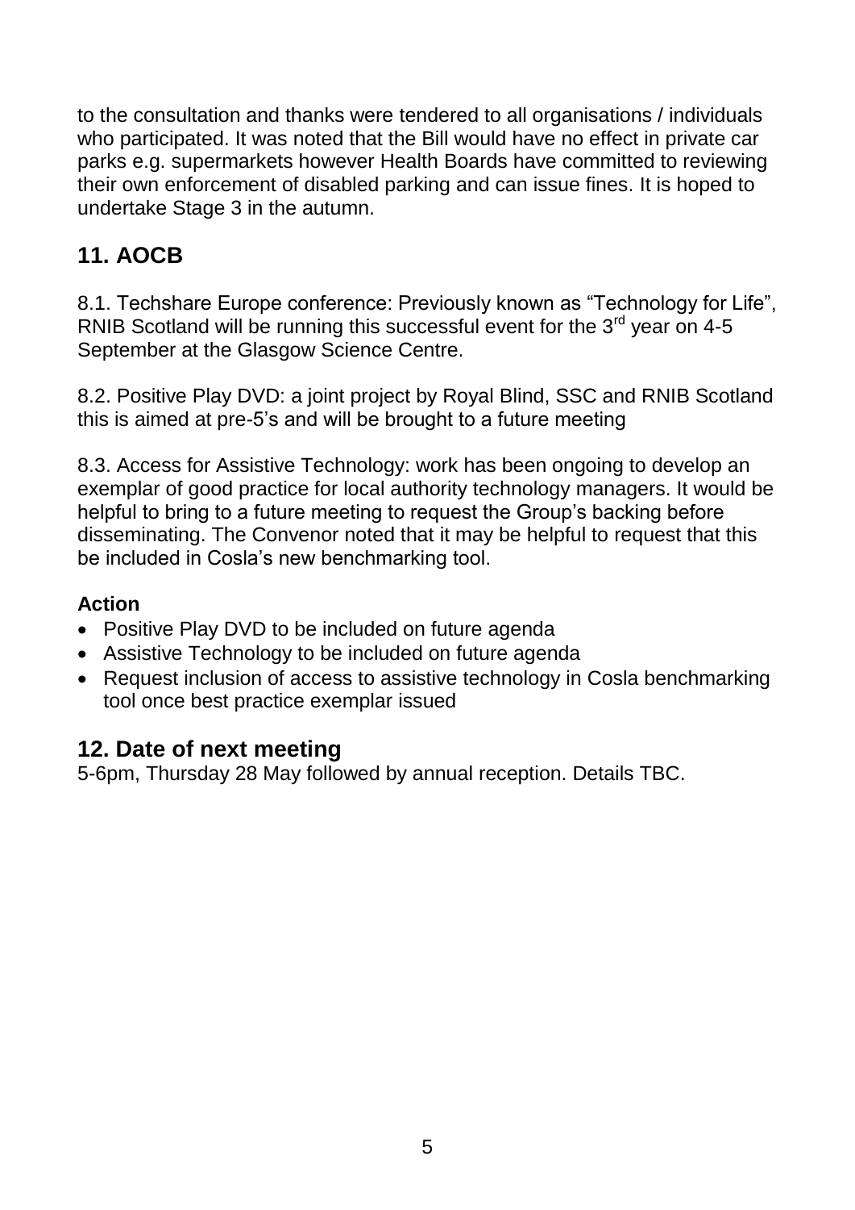to the consultation and thanks were tendered to all organisations / individuals who participated. It was noted that the Bill would have no effect in private car parks e.g. supermarkets however Health Boards have committed to reviewing their own enforcement of disabled parking and can issue fines. It is hoped to undertake Stage 3 in the autumn.

## 11. AOCB

8.1. Techshare Europe conference: Previously known as “Technology for Life”, RNIB Scotland will be running this successful event for the 3rd year on 4-5 September at the Glasgow Science Centre.

8.2. Positive Play DVD: a joint project by Royal Blind, SSC and RNIB Scotland this is aimed at pre-5’s and will be brought to a future meeting

8.3. Access for Assistive Technology: work has been ongoing to develop an exemplar of good practice for local authority technology managers. It would be helpful to bring to a future meeting to request the Group’s backing before disseminating. The Convenor noted that it may be helpful to request that this be included in Cosla’s new benchmarking tool.

**Action**

- Positive Play DVD to be included on future agenda
- Assistive Technology to be included on future agenda
- Request inclusion of access to assistive technology in Cosla benchmarking tool once best practice exemplar issued

## 12. Date of next meeting

5-6pm, Thursday 28 May followed by annual reception. Details TBC.